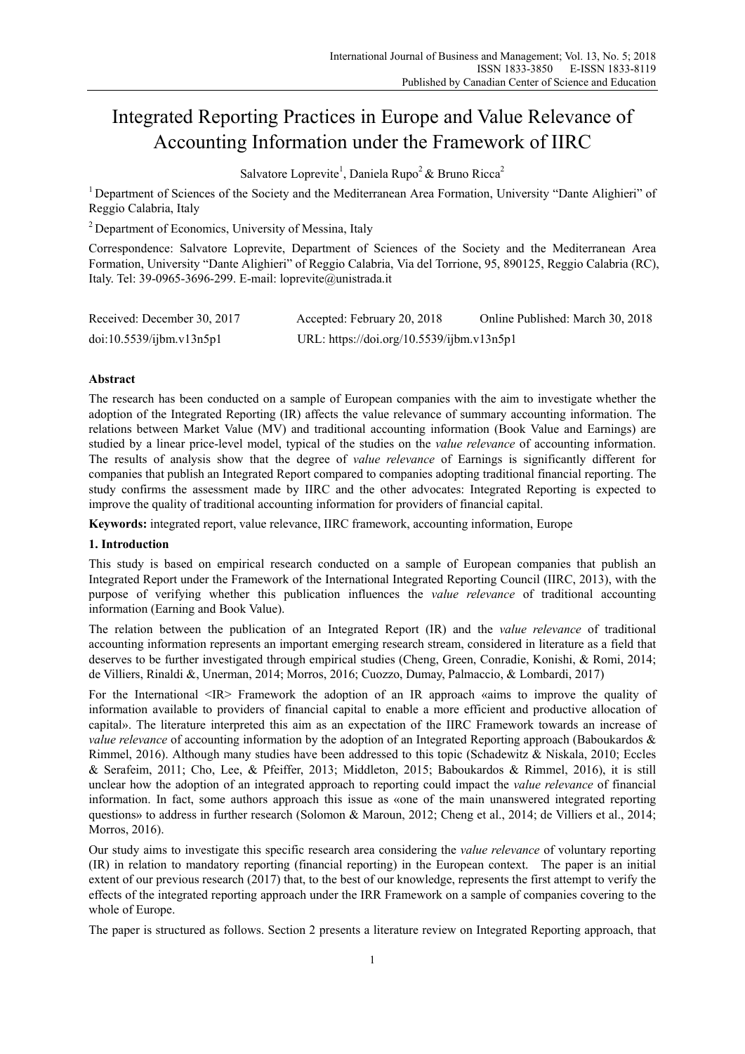# Integrated Reporting Practices in Europe and Value Relevance of Accounting Information under the Framework of IIRC

Salvatore Loprevite[1], Daniela Rupo[2] & Bruno Ricca[2]

[1] Department of Sciences of the Society and the Mediterranean Area Formation, University "Dante Alighieri" of Reggio Calabria, Italy

[2] Department of Economics, University of Messina, Italy

Correspondence: Salvatore Loprevite, Department of Sciences of the Society and the Mediterranean Area Formation, University "Dante Alighieri" of Reggio Calabria, Via del Torrione, 95, 890125, Reggio Calabria (RC), Italy. Tel: 39-0965-3696-299. E-mail: loprevite@unistrada.it

Received: December 30, 2017 Accepted: February 20, 2018 Online Published: March 30, 2018

doi:10.5539/ijbm.v13n5p1 URL: https://doi.org/10.5539/ijbm.v13n5p1

## Abstract

The research has been conducted on a sample of European companies with the aim to investigate whether the adoption of the Integrated Reporting (IR) affects the value relevance of summary accounting information. The relations between Market Value (MV) and traditional accounting information (Book Value and Earnings) are studied by a linear price-level model, typical of the studies on the *value relevance* of accounting information. The results of analysis show that the degree of *value relevance* of Earnings is significantly different for companies that publish an Integrated Report compared to companies adopting traditional financial reporting. The study confirms the assessment made by IIRC and the other advocates: Integrated Reporting is expected to improve the quality of traditional accounting information for providers of financial capital.

**Keywords:** integrated report, value relevance, IIRC framework, accounting information, Europe

## 1. Introduction

This study is based on empirical research conducted on a sample of European companies that publish an Integrated Report under the Framework of the International Integrated Reporting Council (IIRC, 2013), with the purpose of verifying whether this publication influences the *value relevance* of traditional accounting information (Earning and Book Value).

The relation between the publication of an Integrated Report (IR) and the *value relevance* of traditional accounting information represents an important emerging research stream, considered in literature as a field that deserves to be further investigated through empirical studies (Cheng, Green, Conradie, Konishi, & Romi, 2014; de Villiers, Rinaldi &, Unerman, 2014; Morros, 2016; Cuozzo, Dumay, Palmaccio, & Lombardi, 2017)

For the International <IR> Framework the adoption of an IR approach «aims to improve the quality of information available to providers of financial capital to enable a more efficient and productive allocation of capital». The literature interpreted this aim as an expectation of the IIRC Framework towards an increase of *value relevance* of accounting information by the adoption of an Integrated Reporting approach (Baboukardos & Rimmel, 2016). Although many studies have been addressed to this topic (Schadewitz & Niskala, 2010; Eccles & Serafeim, 2011; Cho, Lee, & Pfeiffer, 2013; Middleton, 2015; Baboukardos & Rimmel, 2016), it is still unclear how the adoption of an integrated approach to reporting could impact the *value relevance* of financial information. In fact, some authors approach this issue as «one of the main unanswered integrated reporting questions» to address in further research (Solomon & Maroun, 2012; Cheng et al., 2014; de Villiers et al., 2014; Morros, 2016).

Our study aims to investigate this specific research area considering the *value relevance* of voluntary reporting (IR) in relation to mandatory reporting (financial reporting) in the European context. The paper is an initial extent of our previous research (2017) that, to the best of our knowledge, represents the first attempt to verify the effects of the integrated reporting approach under the IRR Framework on a sample of companies covering to the whole of Europe.

The paper is structured as follows. Section 2 presents a literature review on Integrated Reporting approach, that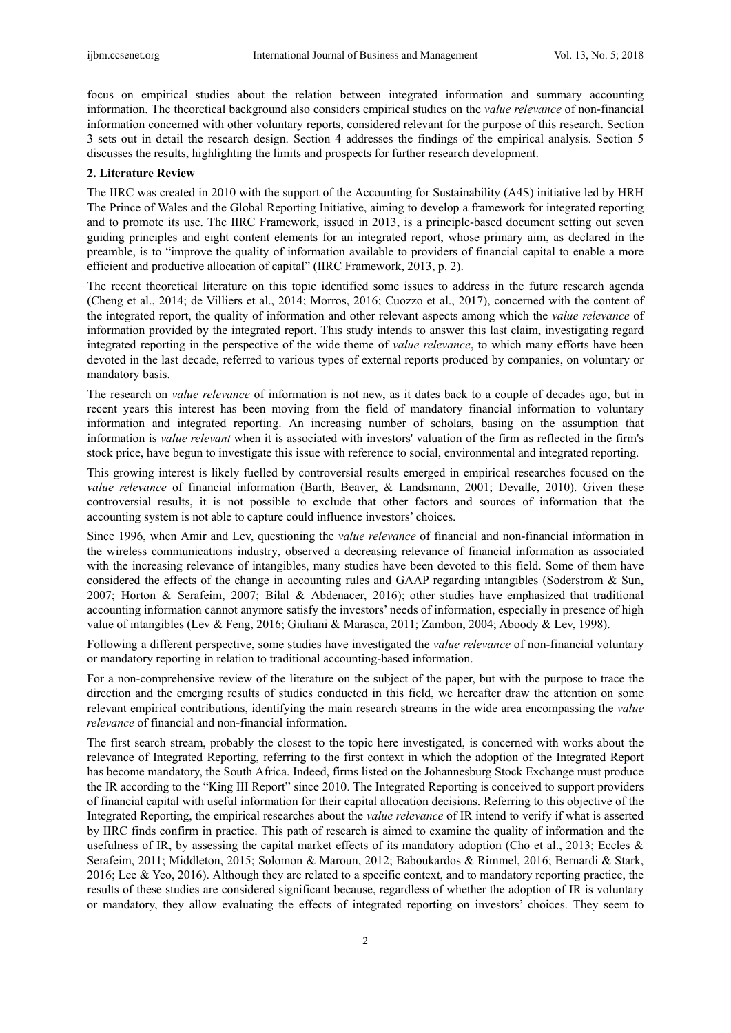focus on empirical studies about the relation between integrated information and summary accounting information. The theoretical background also considers empirical studies on the *value relevance* of non-financial information concerned with other voluntary reports, considered relevant for the purpose of this research. Section 3 sets out in detail the research design. Section 4 addresses the findings of the empirical analysis. Section 5 discusses the results, highlighting the limits and prospects for further research development.

## 2. Literature Review

The IIRC was created in 2010 with the support of the Accounting for Sustainability (A4S) initiative led by HRH The Prince of Wales and the Global Reporting Initiative, aiming to develop a framework for integrated reporting and to promote its use. The IIRC Framework, issued in 2013, is a principle-based document setting out seven guiding principles and eight content elements for an integrated report, whose primary aim, as declared in the preamble, is to "improve the quality of information available to providers of financial capital to enable a more efficient and productive allocation of capital" (IIRC Framework, 2013, p. 2).

The recent theoretical literature on this topic identified some issues to address in the future research agenda (Cheng et al., 2014; de Villiers et al., 2014; Morros, 2016; Cuozzo et al., 2017), concerned with the content of the integrated report, the quality of information and other relevant aspects among which the *value relevance* of information provided by the integrated report. This study intends to answer this last claim, investigating regard integrated reporting in the perspective of the wide theme of *value relevance*, to which many efforts have been devoted in the last decade, referred to various types of external reports produced by companies, on voluntary or mandatory basis.

The research on *value relevance* of information is not new, as it dates back to a couple of decades ago, but in recent years this interest has been moving from the field of mandatory financial information to voluntary information and integrated reporting. An increasing number of scholars, basing on the assumption that information is *value relevant* when it is associated with investors' valuation of the firm as reflected in the firm's stock price, have begun to investigate this issue with reference to social, environmental and integrated reporting.

This growing interest is likely fuelled by controversial results emerged in empirical researches focused on the *value relevance* of financial information (Barth, Beaver, & Landsmann, 2001; Devalle, 2010). Given these controversial results, it is not possible to exclude that other factors and sources of information that the accounting system is not able to capture could influence investors' choices.

Since 1996, when Amir and Lev, questioning the *value relevance* of financial and non-financial information in the wireless communications industry, observed a decreasing relevance of financial information as associated with the increasing relevance of intangibles, many studies have been devoted to this field. Some of them have considered the effects of the change in accounting rules and GAAP regarding intangibles (Soderstrom & Sun, 2007; Horton & Serafeim, 2007; Bilal & Abdenacer, 2016); other studies have emphasized that traditional accounting information cannot anymore satisfy the investors' needs of information, especially in presence of high value of intangibles (Lev & Feng, 2016; Giuliani & Marasca, 2011; Zambon, 2004; Aboody & Lev, 1998).

Following a different perspective, some studies have investigated the *value relevance* of non-financial voluntary or mandatory reporting in relation to traditional accounting-based information.

For a non-comprehensive review of the literature on the subject of the paper, but with the purpose to trace the direction and the emerging results of studies conducted in this field, we hereafter draw the attention on some relevant empirical contributions, identifying the main research streams in the wide area encompassing the *value relevance* of financial and non-financial information.

The first search stream, probably the closest to the topic here investigated, is concerned with works about the relevance of Integrated Reporting, referring to the first context in which the adoption of the Integrated Report has become mandatory, the South Africa. Indeed, firms listed on the Johannesburg Stock Exchange must produce the IR according to the "King III Report" since 2010. The Integrated Reporting is conceived to support providers of financial capital with useful information for their capital allocation decisions. Referring to this objective of the Integrated Reporting, the empirical researches about the *value relevance* of IR intend to verify if what is asserted by IIRC finds confirm in practice. This path of research is aimed to examine the quality of information and the usefulness of IR, by assessing the capital market effects of its mandatory adoption (Cho et al., 2013; Eccles & Serafeim, 2011; Middleton, 2015; Solomon & Maroun, 2012; Baboukardos & Rimmel, 2016; Bernardi & Stark, 2016; Lee & Yeo, 2016). Although they are related to a specific context, and to mandatory reporting practice, the results of these studies are considered significant because, regardless of whether the adoption of IR is voluntary or mandatory, they allow evaluating the effects of integrated reporting on investors' choices. They seem to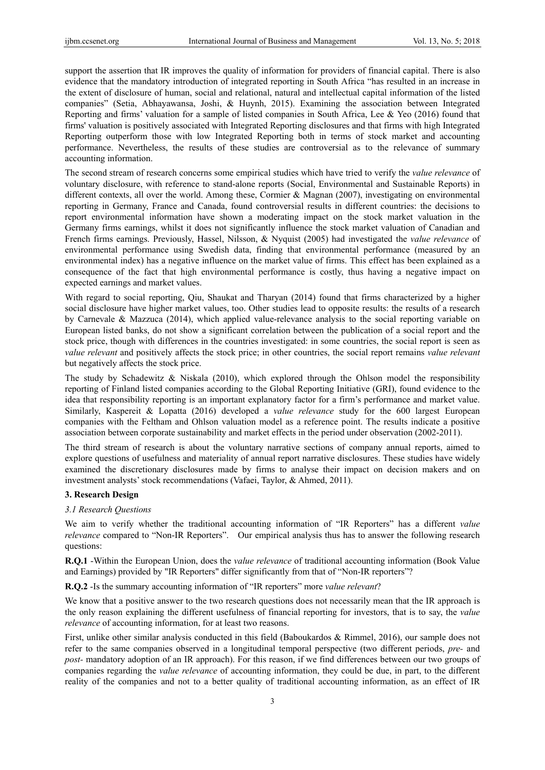support the assertion that IR improves the quality of information for providers of financial capital. There is also evidence that the mandatory introduction of integrated reporting in South Africa "has resulted in an increase in the extent of disclosure of human, social and relational, natural and intellectual capital information of the listed companies" (Setia, Abhayawansa, Joshi, & Huynh, 2015). Examining the association between Integrated Reporting and firms' valuation for a sample of listed companies in South Africa, Lee & Yeo (2016) found that firms' valuation is positively associated with Integrated Reporting disclosures and that firms with high Integrated Reporting outperform those with low Integrated Reporting both in terms of stock market and accounting performance. Nevertheless, the results of these studies are controversial as to the relevance of summary accounting information.

The second stream of research concerns some empirical studies which have tried to verify the *value relevance* of voluntary disclosure, with reference to stand-alone reports (Social, Environmental and Sustainable Reports) in different contexts, all over the world. Among these, Cormier & Magnan (2007), investigating on environmental reporting in Germany, France and Canada, found controversial results in different countries: the decisions to report environmental information have shown a moderating impact on the stock market valuation in the Germany firms earnings, whilst it does not significantly influence the stock market valuation of Canadian and French firms earnings. Previously, Hassel, Nilsson, & Nyquist (2005) had investigated the *value relevance* of environmental performance using Swedish data, finding that environmental performance (measured by an environmental index) has a negative influence on the market value of firms. This effect has been explained as a consequence of the fact that high environmental performance is costly, thus having a negative impact on expected earnings and market values.

With regard to social reporting, Qiu, Shaukat and Tharyan (2014) found that firms characterized by a higher social disclosure have higher market values, too. Other studies lead to opposite results: the results of a research by Carnevale & Mazzuca (2014), which applied value-relevance analysis to the social reporting variable on European listed banks, do not show a significant correlation between the publication of a social report and the stock price, though with differences in the countries investigated: in some countries, the social report is seen as *value relevant* and positively affects the stock price; in other countries, the social report remains *value relevant* but negatively affects the stock price.

The study by Schadewitz & Niskala (2010), which explored through the Ohlson model the responsibility reporting of Finland listed companies according to the Global Reporting Initiative (GRI), found evidence to the idea that responsibility reporting is an important explanatory factor for a firm's performance and market value. Similarly, Kaspereit & Lopatta (2016) developed a *value relevance* study for the 600 largest European companies with the Feltham and Ohlson valuation model as a reference point. The results indicate a positive association between corporate sustainability and market effects in the period under observation (2002-2011).

The third stream of research is about the voluntary narrative sections of company annual reports, aimed to explore questions of usefulness and materiality of annual report narrative disclosures. These studies have widely examined the discretionary disclosures made by firms to analyse their impact on decision makers and on investment analysts' stock recommendations (Vafaei, Taylor, & Ahmed, 2011).

## 3. Research Design

### 3.1 Research Questions

We aim to verify whether the traditional accounting information of "IR Reporters" has a different *value relevance* compared to "Non-IR Reporters". Our empirical analysis thus has to answer the following research questions:

**R.Q.1** -Within the European Union, does the *value relevance* of traditional accounting information (Book Value and Earnings) provided by "IR Reporters" differ significantly from that of "Non-IR reporters"?

**R.Q.2** -Is the summary accounting information of "IR reporters" more *value relevant*?

We know that a positive answer to the two research questions does not necessarily mean that the IR approach is the only reason explaining the different usefulness of financial reporting for investors, that is to say, the *value relevance* of accounting information, for at least two reasons.

First, unlike other similar analysis conducted in this field (Baboukardos & Rimmel, 2016), our sample does not refer to the same companies observed in a longitudinal temporal perspective (two different periods, *pre-* and *post-* mandatory adoption of an IR approach). For this reason, if we find differences between our two groups of companies regarding the *value relevance* of accounting information, they could be due, in part, to the different reality of the companies and not to a better quality of traditional accounting information, as an effect of IR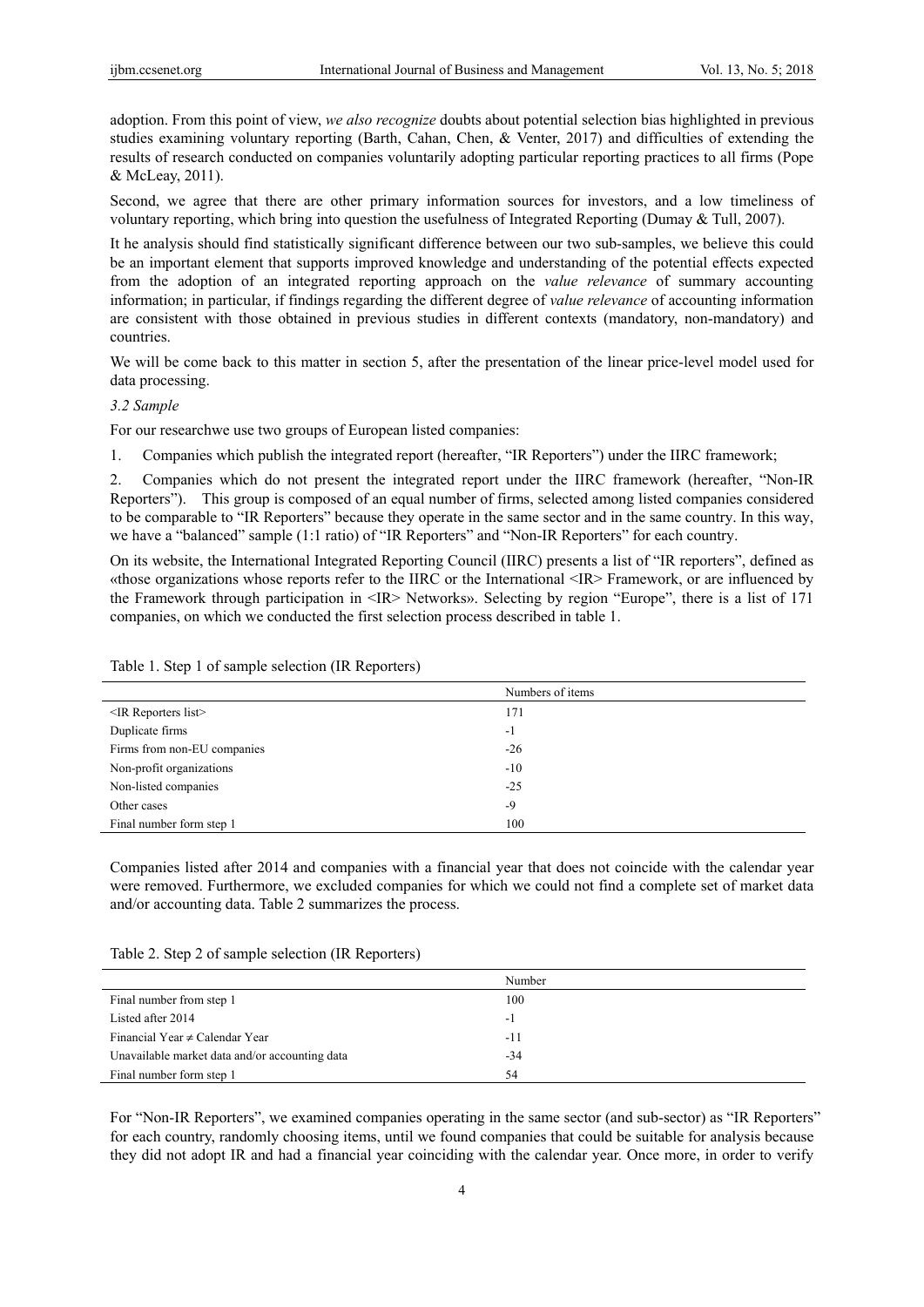adoption. From this point of view, *we also recognize* doubts about potential selection bias highlighted in previous studies examining voluntary reporting (Barth, Cahan, Chen, & Venter, 2017) and difficulties of extending the results of research conducted on companies voluntarily adopting particular reporting practices to all firms (Pope & McLeay, 2011).

Second, we agree that there are other primary information sources for investors, and a low timeliness of voluntary reporting, which bring into question the usefulness of Integrated Reporting (Dumay & Tull, 2007).

It he analysis should find statistically significant difference between our two sub-samples, we believe this could be an important element that supports improved knowledge and understanding of the potential effects expected from the adoption of an integrated reporting approach on the *value relevance* of summary accounting information; in particular, if findings regarding the different degree of *value relevance* of accounting information are consistent with those obtained in previous studies in different contexts (mandatory, non-mandatory) and countries.

We will be come back to this matter in section 5, after the presentation of the linear price-level model used for data processing.

### *3.2 Sample*

For our researchwe use two groups of European listed companies:

1. Companies which publish the integrated report (hereafter, "IR Reporters") under the IIRC framework;

2. Companies which do not present the integrated report under the IIRC framework (hereafter, "Non-IR Reporters"). This group is composed of an equal number of firms, selected among listed companies considered to be comparable to "IR Reporters" because they operate in the same sector and in the same country. In this way, we have a "balanced" sample (1:1 ratio) of "IR Reporters" and "Non-IR Reporters" for each country.

On its website, the International Integrated Reporting Council (IIRC) presents a list of "IR reporters", defined as «those organizations whose reports refer to the IIRC or the International <IR> Framework, or are influenced by the Framework through participation in <IR> Networks». Selecting by region "Europe", there is a list of 171 companies, on which we conducted the first selection process described in table 1.

Table 1. Step 1 of sample selection (IR Reporters)

| | Numbers of items |
|---|---|
| <IR Reporters list> | 171 |
| Duplicate firms | -1 |
| Firms from non-EU companies | -26 |
| Non-profit organizations | -10 |
| Non-listed companies | -25 |
| Other cases | -9 |
| Final number form step 1 | 100 |

Companies listed after 2014 and companies with a financial year that does not coincide with the calendar year were removed. Furthermore, we excluded companies for which we could not find a complete set of market data and/or accounting data. Table 2 summarizes the process.

Table 2. Step 2 of sample selection (IR Reporters)

| | Number |
|---|---|
| Final number from step 1 | 100 |
| Listed after 2014 | -1 |
| Financial Year ≠ Calendar Year | -11 |
| Unavailable market data and/or accounting data | -34 |
| Final number form step 1 | 54 |

For "Non-IR Reporters", we examined companies operating in the same sector (and sub-sector) as "IR Reporters" for each country, randomly choosing items, until we found companies that could be suitable for analysis because they did not adopt IR and had a financial year coinciding with the calendar year. Once more, in order to verify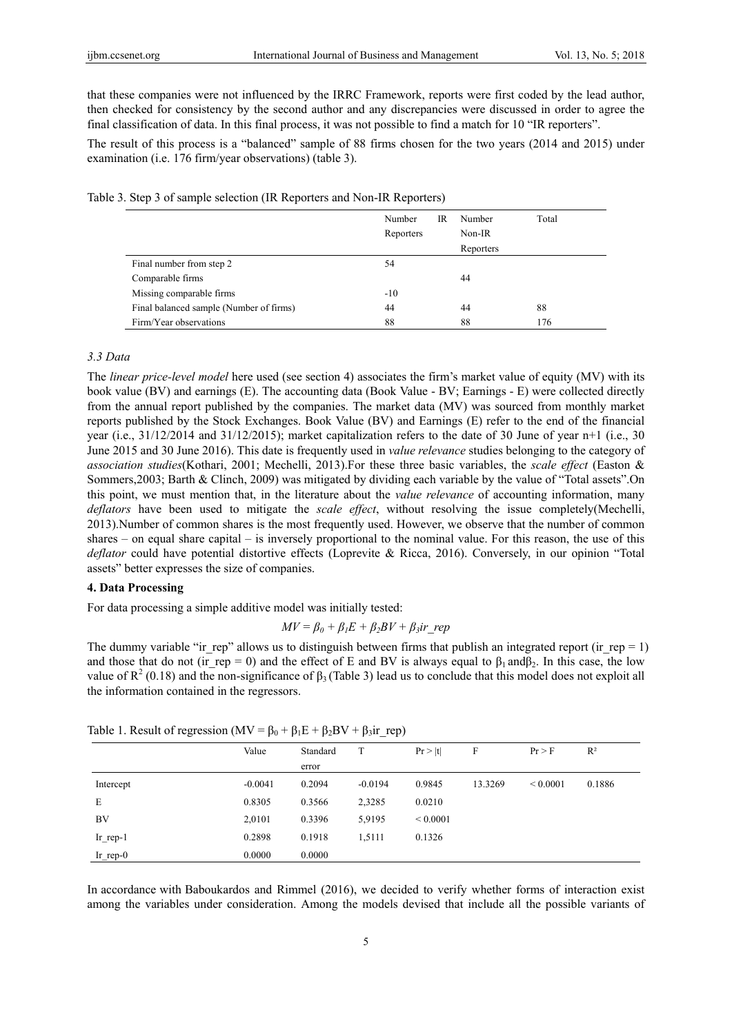that these companies were not influenced by the IRRC Framework, reports were first coded by the lead author, then checked for consistency by the second author and any discrepancies were discussed in order to agree the final classification of data. In this final process, it was not possible to find a match for 10 "IR reporters".

The result of this process is a "balanced" sample of 88 firms chosen for the two years (2014 and 2015) under examination (i.e. 176 firm/year observations) (table 3).

Table 3. Step 3 of sample selection (IR Reporters and Non-IR Reporters)

| | Number IR Reporters | Number Non-IR Reporters | Total |
|---|---|---|---|
| Final number from step 2 | 54 | | |
| Comparable firms | | 44 | |
| Missing comparable firms | -10 | | |
| Final balanced sample (Number of firms) | 44 | 44 | 88 |
| Firm/Year observations | 88 | 88 | 176 |

### 3.3 Data

The *linear price-level model* here used (see section 4) associates the firm's market value of equity (MV) with its book value (BV) and earnings (E). The accounting data (Book Value - BV; Earnings - E) were collected directly from the annual report published by the companies. The market data (MV) was sourced from monthly market reports published by the Stock Exchanges. Book Value (BV) and Earnings (E) refer to the end of the financial year (i.e., 31/12/2014 and 31/12/2015); market capitalization refers to the date of 30 June of year n+1 (i.e., 30 June 2015 and 30 June 2016). This date is frequently used in *value relevance* studies belonging to the category of *association studies*(Kothari, 2001; Mechelli, 2013).For these three basic variables, the *scale effect* (Easton & Sommers,2003; Barth & Clinch, 2009) was mitigated by dividing each variable by the value of "Total assets".On this point, we must mention that, in the literature about the *value relevance* of accounting information, many *deflators* have been used to mitigate the *scale effect*, without resolving the issue completely(Mechelli, 2013).Number of common shares is the most frequently used. However, we observe that the number of common shares – on equal share capital – is inversely proportional to the nominal value. For this reason, the use of this *deflator* could have potential distortive effects (Loprevite & Ricca, 2016). Conversely, in our opinion "Total assets" better expresses the size of companies.

## 4. Data Processing

For data processing a simple additive model was initially tested:

$$MV = \beta_0 + \beta_1 E + \beta_2 BV + \beta_3 ir\_rep$$

The dummy variable "ir_rep" allows us to distinguish between firms that publish an integrated report (ir_rep = 1) and those that do not (ir_rep = 0) and the effect of E and BV is always equal to $\beta_1$ and $\beta_2$. In this case, the low value of $R^2$ (0.18) and the non-significance of $\beta_3$ (Table 3) lead us to conclude that this model does not exploit all the information contained in the regressors.

Table 1. Result of regression ($MV = \beta_0 + \beta_1 E + \beta_2 BV + \beta_3 ir\_rep$)

| | Value | Standard error | T | Pr > \|t\| | F | Pr > F | R² |
|---|---|---|---|---|---|---|---|
| Intercept | -0.0041 | 0.2094 | -0.0194 | 0.9845 | 13.3269 | < 0.0001 | 0.1886 |
| E | 0.8305 | 0.3566 | 2,3285 | 0.0210 | | | |
| BV | 2,0101 | 0.3396 | 5,9195 | < 0.0001 | | | |
| Ir_rep-1 | 0.2898 | 0.1918 | 1,5111 | 0.1326 | | | |
| Ir_rep-0 | 0.0000 | 0.0000 | | | | | |

In accordance with Baboukardos and Rimmel (2016), we decided to verify whether forms of interaction exist among the variables under consideration. Among the models devised that include all the possible variants of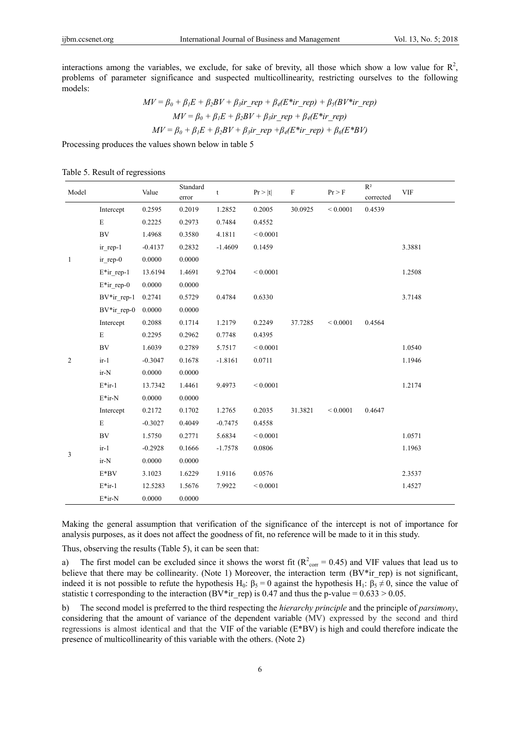interactions among the variables, we exclude, for sake of brevity, all those which show a low value for $R^2$, problems of parameter significance and suspected multicollinearity, restricting ourselves to the following models:

$$MV = \beta_0 + \beta_1 E + \beta_2 BV + \beta_3 ir\_rep + \beta_4 (E*ir\_rep) + \beta_5 (BV*ir\_rep)$$

$$MV = \beta_0 + \beta_1 E + \beta_2 BV + \beta_3 ir\_rep + \beta_4 (E*ir\_rep)$$

$$MV = \beta_0 + \beta_1 E + \beta_2 BV + \beta_3 ir\_rep + \beta_4 (E*ir\_rep) + \beta_6 (E*BV)$$

Processing produces the values shown below in table 5

Table 5. Result of regressions

| Model | | Value | Standard error | t | Pr > \|t\| | F | Pr > F | $R^2$ corrected | VIF |
|---|---|---|---|---|---|---|---|---|---|
| 1 | Intercept | 0.2595 | 0.2019 | 1.2852 | 0.2005 | 30.0925 | < 0.0001 | 0.4539 | |
| | E | 0.2225 | 0.2973 | 0.7484 | 0.4552 | | | | |
| | BV | 1.4968 | 0.3580 | 4.1811 | < 0.0001 | | | | |
| | ir_rep-1 | -0.4137 | 0.2832 | -1.4609 | 0.1459 | | | | 3.3881 |
| | ir_rep-0 | 0.0000 | 0.0000 | | | | | | |
| | E*ir_rep-1 | 13.6194 | 1.4691 | 9.2704 | < 0.0001 | | | | 1.2508 |
| | E*ir_rep-0 | 0.0000 | 0.0000 | | | | | | |
| | BV*ir_rep-1 | 0.2741 | 0.5729 | 0.4784 | 0.6330 | | | | 3.7148 |
| | BV*ir_rep-0 | 0.0000 | 0.0000 | | | | | | |
| 2 | Intercept | 0.2088 | 0.1714 | 1.2179 | 0.2249 | 37.7285 | < 0.0001 | 0.4564 | |
| | E | 0.2295 | 0.2962 | 0.7748 | 0.4395 | | | | |
| | BV | 1.6039 | 0.2789 | 5.7517 | < 0.0001 | | | | 1.0540 |
| | ir-1 | -0.3047 | 0.1678 | -1.8161 | 0.0711 | | | | 1.1946 |
| | ir-N | 0.0000 | 0.0000 | | | | | | |
| | E*ir-1 | 13.7342 | 1.4461 | 9.4973 | < 0.0001 | | | | 1.2174 |
| | E*ir-N | 0.0000 | 0.0000 | | | | | | |
| 3 | Intercept | 0.2172 | 0.1702 | 1.2765 | 0.2035 | 31.3821 | < 0.0001 | 0.4647 | |
| | E | -0.3027 | 0.4049 | -0.7475 | 0.4558 | | | | |
| | BV | 1.5750 | 0.2771 | 5.6834 | < 0.0001 | | | | 1.0571 |
| | ir-1 | -0.2928 | 0.1666 | -1.7578 | 0.0806 | | | | 1.1963 |
| | ir-N | 0.0000 | 0.0000 | | | | | | |
| | E*BV | 3.1023 | 1.6229 | 1.9116 | 0.0576 | | | | 2.3537 |
| | E*ir-1 | 12.5283 | 1.5676 | 7.9922 | < 0.0001 | | | | 1.4527 |
| | E*ir-N | 0.0000 | 0.0000 | | | | | | |

Making the general assumption that verification of the significance of the intercept is not of importance for analysis purposes, as it does not affect the goodness of fit, no reference will be made to it in this study.

Thus, observing the results (Table 5), it can be seen that:

a) The first model can be excluded since it shows the worst fit ($R^2_{corr} = 0.45$) and VIF values that lead us to believe that there may be collinearity. (Note 1) Moreover, the interaction term (BV*ir_rep) is not significant, indeed it is not possible to refute the hypothesis $H_0$: $\beta_5 = 0$ against the hypothesis $H_1$: $\beta_5 \neq 0$, since the value of statistic t corresponding to the interaction (BV*ir_rep) is 0.47 and thus the p-value = $0.633 > 0.05$.

b) The second model is preferred to the third respecting the *hierarchy principle* and the principle of *parsimony*, considering that the amount of variance of the dependent variable (MV) expressed by the second and third regressions is almost identical and that the VIF of the variable (E*BV) is high and could therefore indicate the presence of multicollinearity of this variable with the others. (Note 2)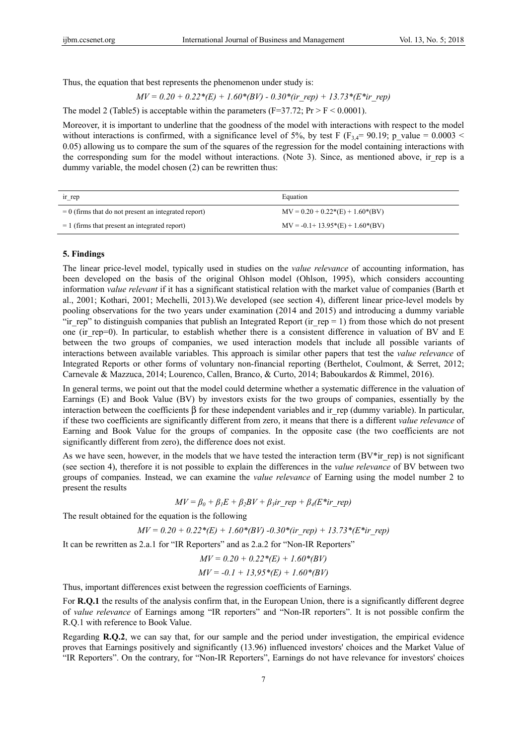Thus, the equation that best represents the phenomenon under study is:

$$MV = 0.20 + 0.22*(E) + 1.60*(BV) - 0.30*(ir\_rep) + 13.73*(E*ir\_rep)$$

The model 2 (Table5) is acceptable within the parameters ($F=37.72$; $Pr > F < 0.0001$).

Moreover, it is important to underline that the goodness of the model with interactions with respect to the model without interactions is confirmed, with a significance level of 5%, by test F ($F_{3,4}= 90.19$; $p\_value = 0.0003 < 0.05$) allowing us to compare the sum of the squares of the regression for the model containing interactions with the corresponding sum for the model without interactions. (Note 3). Since, as mentioned above, ir_rep is a dummy variable, the model chosen (2) can be rewritten thus:

| ir_rep | Equation |
|---|---|
| = 0 (firms that do not present an integrated report) | MV = 0.20 + 0.22*(E) + 1.60*(BV) |
| = 1 (firms that present an integrated report) | MV = -0.1+ 13.95*(E) + 1.60*(BV) |

## 5. Findings

The linear price-level model, typically used in studies on the *value relevance* of accounting information, has been developed on the basis of the original Ohlson model (Ohlson, 1995), which considers accounting information *value relevant* if it has a significant statistical relation with the market value of companies (Barth et al., 2001; Kothari, 2001; Mechelli, 2013).We developed (see section 4), different linear price-level models by pooling observations for the two years under examination (2014 and 2015) and introducing a dummy variable "ir_rep" to distinguish companies that publish an Integrated Report (ir_rep = 1) from those which do not present one (ir_rep=0). In particular, to establish whether there is a consistent difference in valuation of BV and E between the two groups of companies, we used interaction models that include all possible variants of interactions between available variables. This approach is similar other papers that test the *value relevance* of Integrated Reports or other forms of voluntary non-financial reporting (Berthelot, Coulmont, & Serret, 2012; Carnevale & Mazzuca, 2014; Lourenco, Callen, Branco, & Curto, 2014; Baboukardos & Rimmel, 2016).

In general terms, we point out that the model could determine whether a systematic difference in the valuation of Earnings (E) and Book Value (BV) by investors exists for the two groups of companies, essentially by the interaction between the coefficients β for these independent variables and ir_rep (dummy variable). In particular, if these two coefficients are significantly different from zero, it means that there is a different *value relevance* of Earning and Book Value for the groups of companies. In the opposite case (the two coefficients are not significantly different from zero), the difference does not exist.

As we have seen, however, in the models that we have tested the interaction term (BV*ir_rep) is not significant (see section 4), therefore it is not possible to explain the differences in the *value relevance* of BV between two groups of companies. Instead, we can examine the *value relevance* of Earning using the model number 2 to present the results

$$MV = \beta_0 + \beta_1 E + \beta_2 BV + \beta_3 ir\_rep + \beta_4 (E*ir\_rep)$$

The result obtained for the equation is the following

$$MV = 0.20 + 0.22*(E) + 1.60*(BV) -0.30*(ir\_rep) + 13.73*(E*ir\_rep)$$

It can be rewritten as 2.a.1 for "IR Reporters" and as 2.a.2 for "Non-IR Reporters"

$$MV = 0.20 + 0.22*(E) + 1.60*(BV)$$

$$MV = -0.1 + 13{,}95*(E) + 1.60*(BV)$$

Thus, important differences exist between the regression coefficients of Earnings.

For **R.Q.1** the results of the analysis confirm that, in the European Union, there is a significantly different degree of *value relevance* of Earnings among "IR reporters" and "Non-IR reporters". It is not possible confirm the R.Q.1 with reference to Book Value.

Regarding **R.Q.2**, we can say that, for our sample and the period under investigation, the empirical evidence proves that Earnings positively and significantly (13.96) influenced investors' choices and the Market Value of "IR Reporters". On the contrary, for "Non-IR Reporters", Earnings do not have relevance for investors' choices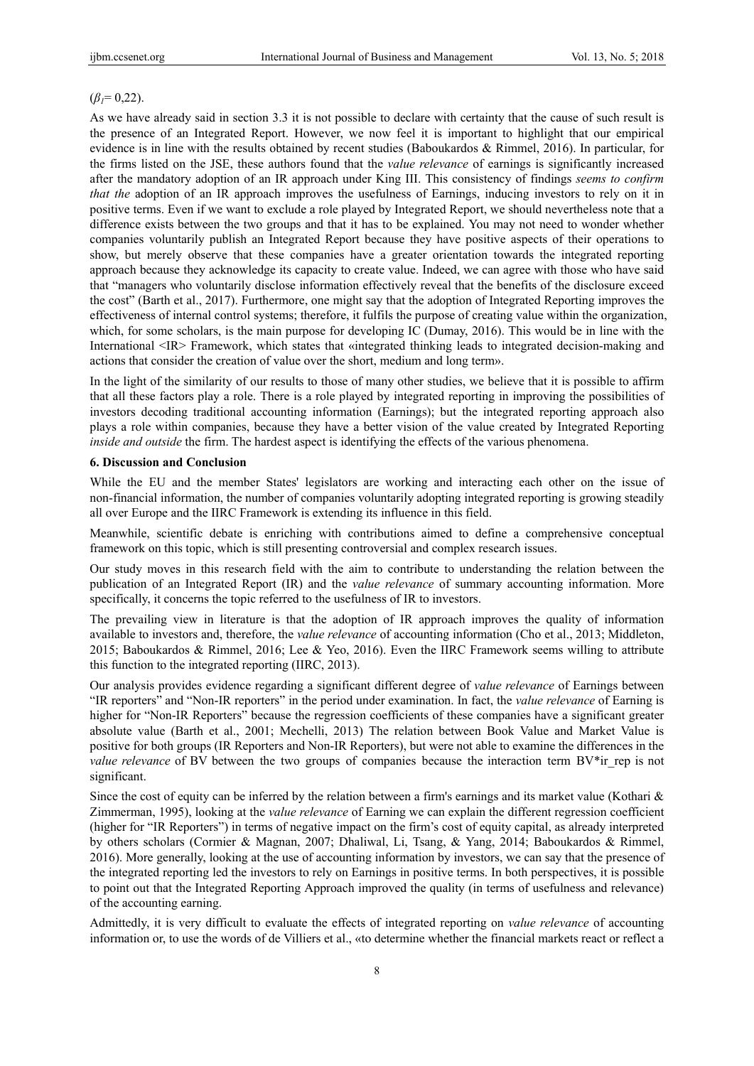($\beta_1$= 0,22).

As we have already said in section 3.3 it is not possible to declare with certainty that the cause of such result is the presence of an Integrated Report. However, we now feel it is important to highlight that our empirical evidence is in line with the results obtained by recent studies (Baboukardos & Rimmel, 2016). In particular, for the firms listed on the JSE, these authors found that the *value relevance* of earnings is significantly increased after the mandatory adoption of an IR approach under King III. This consistency of findings *seems to confirm that the* adoption of an IR approach improves the usefulness of Earnings, inducing investors to rely on it in positive terms. Even if we want to exclude a role played by Integrated Report, we should nevertheless note that a difference exists between the two groups and that it has to be explained. You may not need to wonder whether companies voluntarily publish an Integrated Report because they have positive aspects of their operations to show, but merely observe that these companies have a greater orientation towards the integrated reporting approach because they acknowledge its capacity to create value. Indeed, we can agree with those who have said that "managers who voluntarily disclose information effectively reveal that the benefits of the disclosure exceed the cost" (Barth et al., 2017). Furthermore, one might say that the adoption of Integrated Reporting improves the effectiveness of internal control systems; therefore, it fulfils the purpose of creating value within the organization, which, for some scholars, is the main purpose for developing IC (Dumay, 2016). This would be in line with the International <IR> Framework, which states that «integrated thinking leads to integrated decision-making and actions that consider the creation of value over the short, medium and long term».

In the light of the similarity of our results to those of many other studies, we believe that it is possible to affirm that all these factors play a role. There is a role played by integrated reporting in improving the possibilities of investors decoding traditional accounting information (Earnings); but the integrated reporting approach also plays a role within companies, because they have a better vision of the value created by Integrated Reporting *inside and outside* the firm. The hardest aspect is identifying the effects of the various phenomena.

## 6. Discussion and Conclusion

While the EU and the member States' legislators are working and interacting each other on the issue of non-financial information, the number of companies voluntarily adopting integrated reporting is growing steadily all over Europe and the IIRC Framework is extending its influence in this field.

Meanwhile, scientific debate is enriching with contributions aimed to define a comprehensive conceptual framework on this topic, which is still presenting controversial and complex research issues.

Our study moves in this research field with the aim to contribute to understanding the relation between the publication of an Integrated Report (IR) and the *value relevance* of summary accounting information. More specifically, it concerns the topic referred to the usefulness of IR to investors.

The prevailing view in literature is that the adoption of IR approach improves the quality of information available to investors and, therefore, the *value relevance* of accounting information (Cho et al., 2013; Middleton, 2015; Baboukardos & Rimmel, 2016; Lee & Yeo, 2016). Even the IIRC Framework seems willing to attribute this function to the integrated reporting (IIRC, 2013).

Our analysis provides evidence regarding a significant different degree of *value relevance* of Earnings between "IR reporters" and "Non-IR reporters" in the period under examination. In fact, the *value relevance* of Earning is higher for "Non-IR Reporters" because the regression coefficients of these companies have a significant greater absolute value (Barth et al., 2001; Mechelli, 2013) The relation between Book Value and Market Value is positive for both groups (IR Reporters and Non-IR Reporters), but were not able to examine the differences in the *value relevance* of BV between the two groups of companies because the interaction term BV*ir_rep is not significant.

Since the cost of equity can be inferred by the relation between a firm's earnings and its market value (Kothari & Zimmerman, 1995), looking at the *value relevance* of Earning we can explain the different regression coefficient (higher for "IR Reporters") in terms of negative impact on the firm's cost of equity capital, as already interpreted by others scholars (Cormier & Magnan, 2007; Dhaliwal, Li, Tsang, & Yang, 2014; Baboukardos & Rimmel, 2016). More generally, looking at the use of accounting information by investors, we can say that the presence of the integrated reporting led the investors to rely on Earnings in positive terms. In both perspectives, it is possible to point out that the Integrated Reporting Approach improved the quality (in terms of usefulness and relevance) of the accounting earning.

Admittedly, it is very difficult to evaluate the effects of integrated reporting on *value relevance* of accounting information or, to use the words of de Villiers et al., «to determine whether the financial markets react or reflect a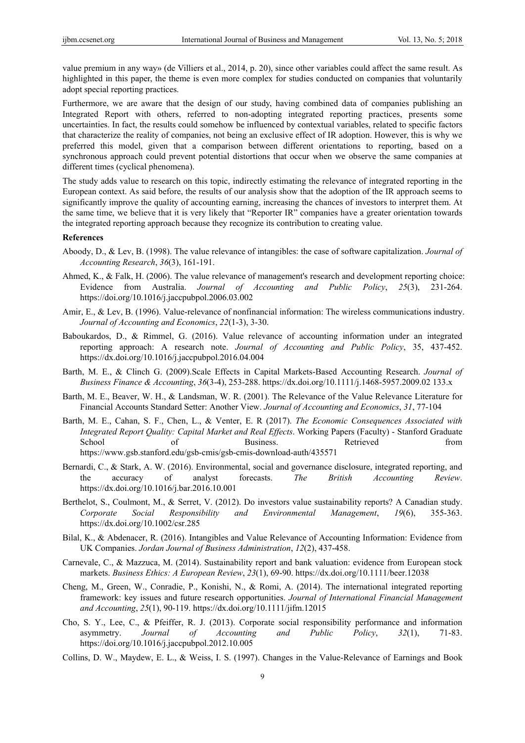value premium in any way» (de Villiers et al., 2014, p. 20), since other variables could affect the same result. As highlighted in this paper, the theme is even more complex for studies conducted on companies that voluntarily adopt special reporting practices.

Furthermore, we are aware that the design of our study, having combined data of companies publishing an Integrated Report with others, referred to non-adopting integrated reporting practices, presents some uncertainties. In fact, the results could somehow be influenced by contextual variables, related to specific factors that characterize the reality of companies, not being an exclusive effect of IR adoption. However, this is why we preferred this model, given that a comparison between different orientations to reporting, based on a synchronous approach could prevent potential distortions that occur when we observe the same companies at different times (cyclical phenomena).

The study adds value to research on this topic, indirectly estimating the relevance of integrated reporting in the European context. As said before, the results of our analysis show that the adoption of the IR approach seems to significantly improve the quality of accounting earning, increasing the chances of investors to interpret them. At the same time, we believe that it is very likely that "Reporter IR" companies have a greater orientation towards the integrated reporting approach because they recognize its contribution to creating value.

**References**

Aboody, D., & Lev, B. (1998). The value relevance of intangibles: the case of software capitalization. *Journal of Accounting Research*, *36*(3), 161-191.

Ahmed, K., & Falk, H. (2006). The value relevance of management's research and development reporting choice: Evidence from Australia. *Journal of Accounting and Public Policy*, *25*(3), 231-264. https://doi.org/10.1016/j.jaccpubpol.2006.03.002

Amir, E., & Lev, B. (1996). Value-relevance of nonfinancial information: The wireless communications industry. *Journal of Accounting and Economics*, *22*(1-3), 3-30.

Baboukardos, D., & Rimmel, G. (2016). Value relevance of accounting information under an integrated reporting approach: A research note. *Journal of Accounting and Public Policy*, 35, 437-452. https://dx.doi.org/10.1016/j.jaccpubpol.2016.04.004

Barth, M. E., & Clinch G. (2009).Scale Effects in Capital Markets-Based Accounting Research. *Journal of Business Finance & Accounting*, *36*(3-4), 253-288. https://dx.doi.org/10.1111/j.1468-5957.2009.02 133.x

Barth, M. E., Beaver, W. H., & Landsman, W. R. (2001). The Relevance of the Value Relevance Literature for Financial Accounts Standard Setter: Another View. *Journal of Accounting and Economics*, *31*, 77-104

Barth, M. E., Cahan, S. F., Chen, L., & Venter, E. R (2017). *The Economic Consequences Associated with Integrated Report Quality: Capital Market and Real Effects*. Working Papers (Faculty) - Stanford Graduate School of Business. Retrieved from https://www.gsb.stanford.edu/gsb-cmis/gsb-cmis-download-auth/435571

Bernardi, C., & Stark, A. W. (2016). Environmental, social and governance disclosure, integrated reporting, and the accuracy of analyst forecasts. *The British Accounting Review*. https://dx.doi.org/10.1016/j.bar.2016.10.001

Berthelot, S., Coulmont, M., & Serret, V. (2012). Do investors value sustainability reports? A Canadian study. *Corporate Social Responsibility and Environmental Management*, *19*(6), 355-363. https://dx.doi.org/10.1002/csr.285

Bilal, K., & Abdenacer, R. (2016). Intangibles and Value Relevance of Accounting Information: Evidence from UK Companies. *Jordan Journal of Business Administration*, *12*(2), 437-458.

Carnevale, C., & Mazzuca, M. (2014). Sustainability report and bank valuation: evidence from European stock markets. *Business Ethics: A European Review*, *23*(1), 69-90. https://dx.doi.org/10.1111/beer.12038

Cheng, M., Green, W., Conradie, P., Konishi, N., & Romi, A. (2014). The international integrated reporting framework: key issues and future research opportunities. *Journal of International Financial Management and Accounting*, *25*(1), 90-119. https://dx.doi.org/10.1111/jifm.12015

Cho, S. Y., Lee, C., & Pfeiffer, R. J. (2013). Corporate social responsibility performance and information asymmetry. *Journal of Accounting and Public Policy*, *32*(1), 71-83. https://doi.org/10.1016/j.jaccpubpol.2012.10.005

Collins, D. W., Maydew, E. L., & Weiss, I. S. (1997). Changes in the Value-Relevance of Earnings and Book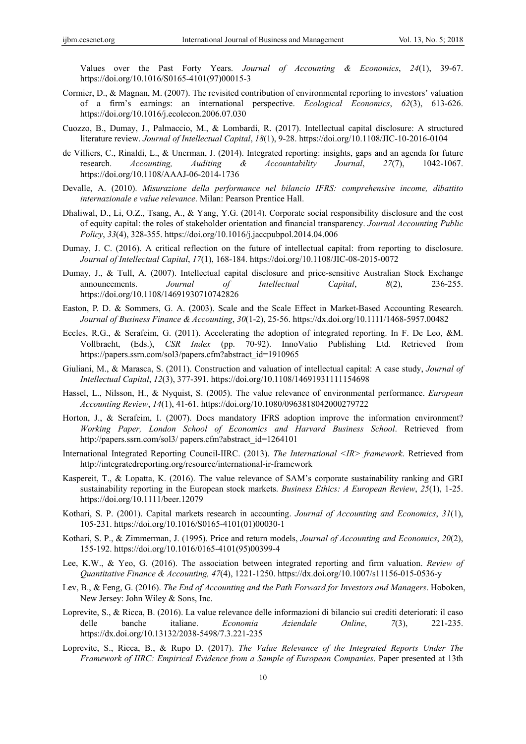Values over the Past Forty Years. *Journal of Accounting & Economics*, *24*(1), 39-67. https://doi.org/10.1016/S0165-4101(97)00015-3

Cormier, D., & Magnan, M. (2007). The revisited contribution of environmental reporting to investors' valuation of a firm's earnings: an international perspective. *Ecological Economics*, *62*(3), 613-626. https://doi.org/10.1016/j.ecolecon.2006.07.030

Cuozzo, B., Dumay, J., Palmaccio, M., & Lombardi, R. (2017). Intellectual capital disclosure: A structured literature review. *Journal of Intellectual Capital*, *18*(1), 9-28. https://doi.org/10.1108/JIC-10-2016-0104

de Villiers, C., Rinaldi, L., & Unerman, J. (2014). Integrated reporting: insights, gaps and an agenda for future research. *Accounting, Auditing & Accountability Journal*, *27*(7), 1042-1067. https://doi.org/10.1108/AAAJ-06-2014-1736

Devalle, A. (2010). *Misurazione della performance nel bilancio IFRS: comprehensive income, dibattito internazionale e value relevance*. Milan: Pearson Prentice Hall.

Dhaliwal, D., Li, O.Z., Tsang, A., & Yang, Y.G. (2014). Corporate social responsibility disclosure and the cost of equity capital: the roles of stakeholder orientation and financial transparency. *Journal Accounting Public Policy*, *33*(4), 328-355. https://doi.org/10.1016/j.jaccpubpol.2014.04.006

Dumay, J. C. (2016). A critical reflection on the future of intellectual capital: from reporting to disclosure. *Journal of Intellectual Capital*, *17*(1), 168-184. https://doi.org/10.1108/JIC-08-2015-0072

Dumay, J., & Tull, A. (2007). Intellectual capital disclosure and price-sensitive Australian Stock Exchange announcements. *Journal of Intellectual Capital*, *8*(2), 236-255. https://doi.org/10.1108/14691930710742826

Easton, P. D. & Sommers, G. A. (2003). Scale and the Scale Effect in Market-Based Accounting Research. *Journal of Business Finance & Accounting*, *30*(1-2), 25-56. https://dx.doi.org/10.1111/1468-5957.00482

Eccles, R.G., & Serafeim, G. (2011). Accelerating the adoption of integrated reporting. In F. De Leo, &M. Vollbracht, (Eds.), *CSR Index* (pp. 70-92). InnoVatio Publishing Ltd. Retrieved from https://papers.ssrn.com/sol3/papers.cfm?abstract_id=1910965

Giuliani, M., & Marasca, S. (2011). Construction and valuation of intellectual capital: A case study, *Journal of Intellectual Capital*, *12*(3), 377-391. https://doi.org/10.1108/14691931111154698

Hassel, L., Nilsson, H., & Nyquist, S. (2005). The value relevance of environmental performance. *European Accounting Review*, *14*(1), 41-61. https://doi.org/10.1080/0963818042000279722

Horton, J., & Serafeim, I. (2007). Does mandatory IFRS adoption improve the information environment? *Working Paper, London School of Economics and Harvard Business School*. Retrieved from http://papers.ssrn.com/sol3/ papers.cfm?abstract_id=1264101

International Integrated Reporting Council-IIRC. (2013). *The International <IR> framework*. Retrieved from http://integratedreporting.org/resource/international-ir-framework

Kaspereit, T., & Lopatta, K. (2016). The value relevance of SAM's corporate sustainability ranking and GRI sustainability reporting in the European stock markets. *Business Ethics: A European Review*, *25*(1), 1-25. https://doi.org/10.1111/beer.12079

Kothari, S. P. (2001). Capital markets research in accounting. *Journal of Accounting and Economics*, *31*(1), 105-231. https://doi.org/10.1016/S0165-4101(01)00030-1

Kothari, S. P., & Zimmerman, J. (1995). Price and return models, *Journal of Accounting and Economics*, *20*(2), 155-192. https://doi.org/10.1016/0165-4101(95)00399-4

Lee, K.W., & Yeo, G. (2016). The association between integrated reporting and firm valuation. *Review of Quantitative Finance & Accounting, 47*(4), 1221-1250. https://dx.doi.org/10.1007/s11156-015-0536-y

Lev, B., & Feng, G. (2016). *The End of Accounting and the Path Forward for Investors and Managers*. Hoboken, New Jersey: John Wiley & Sons, Inc.

Loprevite, S., & Ricca, B. (2016). La value relevance delle informazioni di bilancio sui crediti deteriorati: il caso delle banche italiane. *Economia Aziendale Online*, *7*(3), 221-235. https://dx.doi.org/10.13132/2038-5498/7.3.221-235

Loprevite, S., Ricca, B., & Rupo D. (2017). *The Value Relevance of the Integrated Reports Under The Framework of IIRC: Empirical Evidence from a Sample of European Companies*. Paper presented at 13th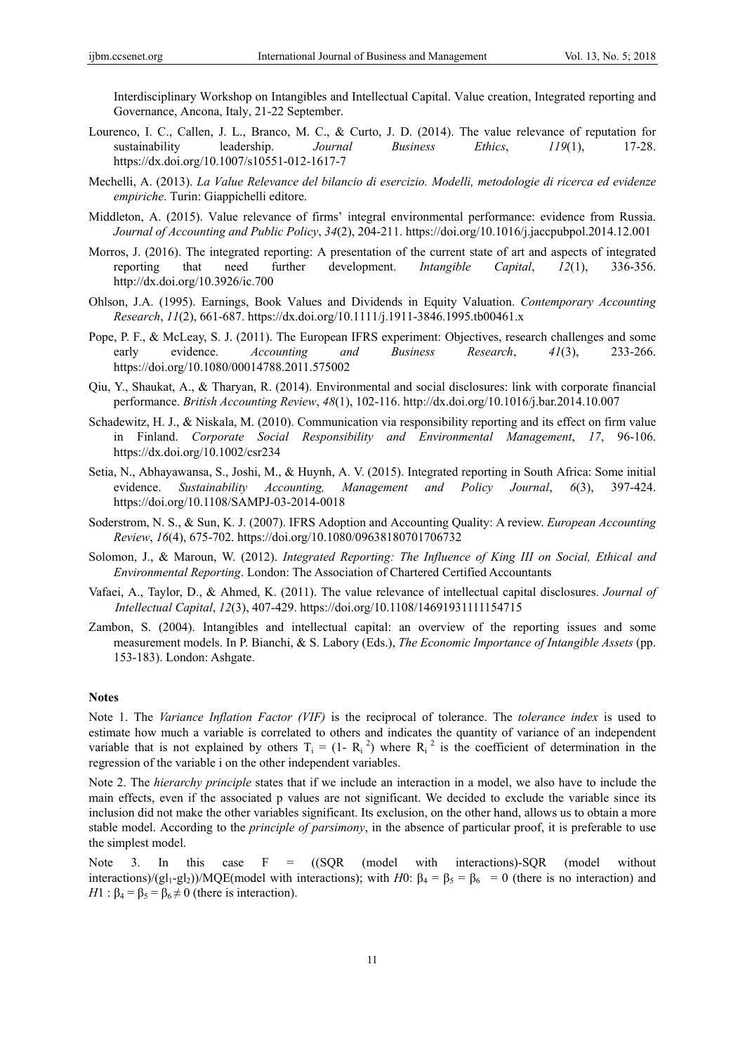Interdisciplinary Workshop on Intangibles and Intellectual Capital. Value creation, Integrated reporting and Governance, Ancona, Italy, 21-22 September.

Lourenco, I. C., Callen, J. L., Branco, M. C., & Curto, J. D. (2014). The value relevance of reputation for sustainability leadership. *Journal Business Ethics*, *119*(1), 17-28. https://dx.doi.org/10.1007/s10551-012-1617-7

Mechelli, A. (2013). *La Value Relevance del bilancio di esercizio. Modelli, metodologie di ricerca ed evidenze empiriche*. Turin: Giappichelli editore.

Middleton, A. (2015). Value relevance of firms' integral environmental performance: evidence from Russia. *Journal of Accounting and Public Policy*, *34*(2), 204-211. https://doi.org/10.1016/j.jaccpubpol.2014.12.001

Morros, J. (2016). The integrated reporting: A presentation of the current state of art and aspects of integrated reporting that need further development. *Intangible Capital*, *12*(1), 336-356. http://dx.doi.org/10.3926/ic.700

Ohlson, J.A. (1995). Earnings, Book Values and Dividends in Equity Valuation. *Contemporary Accounting Research*, *11*(2), 661-687. https://dx.doi.org/10.1111/j.1911-3846.1995.tb00461.x

Pope, P. F., & McLeay, S. J. (2011). The European IFRS experiment: Objectives, research challenges and some early evidence. *Accounting and Business Research*, *41*(3), 233-266. https://doi.org/10.1080/00014788.2011.575002

Qiu, Y., Shaukat, A., & Tharyan, R. (2014). Environmental and social disclosures: link with corporate financial performance. *British Accounting Review*, *48*(1), 102-116. http://dx.doi.org/10.1016/j.bar.2014.10.007

Schadewitz, H. J., & Niskala, M. (2010). Communication via responsibility reporting and its effect on firm value in Finland. *Corporate Social Responsibility and Environmental Management*, *17*, 96-106. https://dx.doi.org/10.1002/csr234

Setia, N., Abhayawansa, S., Joshi, M., & Huynh, A. V. (2015). Integrated reporting in South Africa: Some initial evidence. *Sustainability Accounting, Management and Policy Journal*, *6*(3), 397-424. https://doi.org/10.1108/SAMPJ-03-2014-0018

Soderstrom, N. S., & Sun, K. J. (2007). IFRS Adoption and Accounting Quality: A review. *European Accounting Review*, *16*(4), 675-702. https://doi.org/10.1080/09638180701706732

Solomon, J., & Maroun, W. (2012). *Integrated Reporting: The Influence of King III on Social, Ethical and Environmental Reporting*. London: The Association of Chartered Certified Accountants

Vafaei, A., Taylor, D., & Ahmed, K. (2011). The value relevance of intellectual capital disclosures. *Journal of Intellectual Capital*, *12*(3), 407-429. https://doi.org/10.1108/14691931111154715

Zambon, S. (2004). Intangibles and intellectual capital: an overview of the reporting issues and some measurement models. In P. Bianchi, & S. Labory (Eds.), *The Economic Importance of Intangible Assets* (pp. 153-183). London: Ashgate.

## Notes

Note 1. The *Variance Inflation Factor (VIF)* is the reciprocal of tolerance. The *tolerance index* is used to estimate how much a variable is correlated to others and indicates the quantity of variance of an independent variable that is not explained by others $T_i = (1- R_i^2)$ where $R_i^2$ is the coefficient of determination in the regression of the variable i on the other independent variables.

Note 2. The *hierarchy principle* states that if we include an interaction in a model, we also have to include the main effects, even if the associated p values are not significant. We decided to exclude the variable since its inclusion did not make the other variables significant. Its exclusion, on the other hand, allows us to obtain a more stable model. According to the *principle of parsimony*, in the absence of particular proof, it is preferable to use the simplest model.

Note 3. In this case F = ((SQR (model with interactions)-SQR (model without interactions)/($gl_1$-$gl_2$))/MQE(model with interactions); with *H*0: $\beta_4 = \beta_5 = \beta_6 = 0$ (there is no interaction) and *H*1 : $\beta_4 = \beta_5 = \beta_6 \neq 0$ (there is interaction).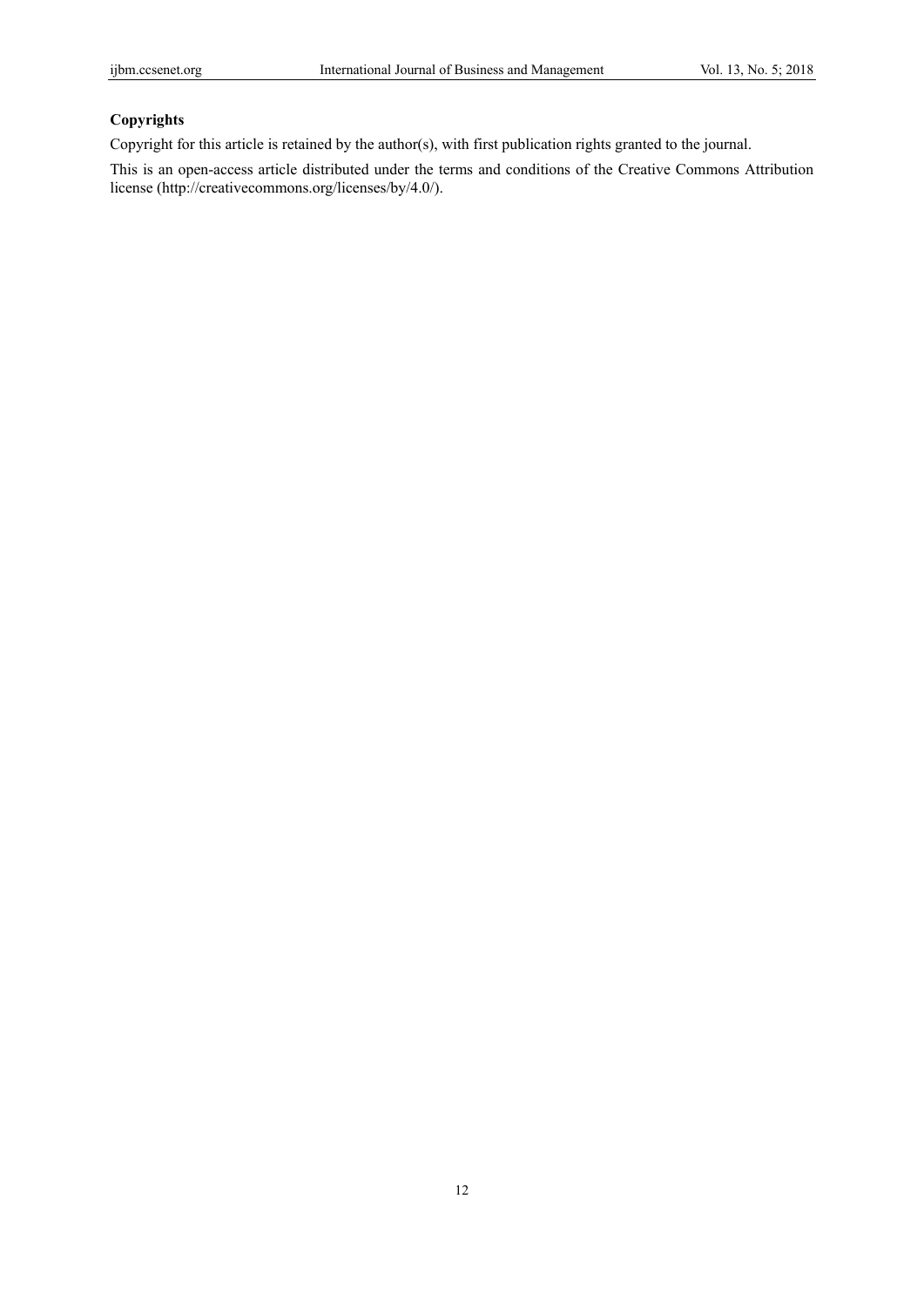**Copyrights**

Copyright for this article is retained by the author(s), with first publication rights granted to the journal.

This is an open-access article distributed under the terms and conditions of the Creative Commons Attribution license (http://creativecommons.org/licenses/by/4.0/).